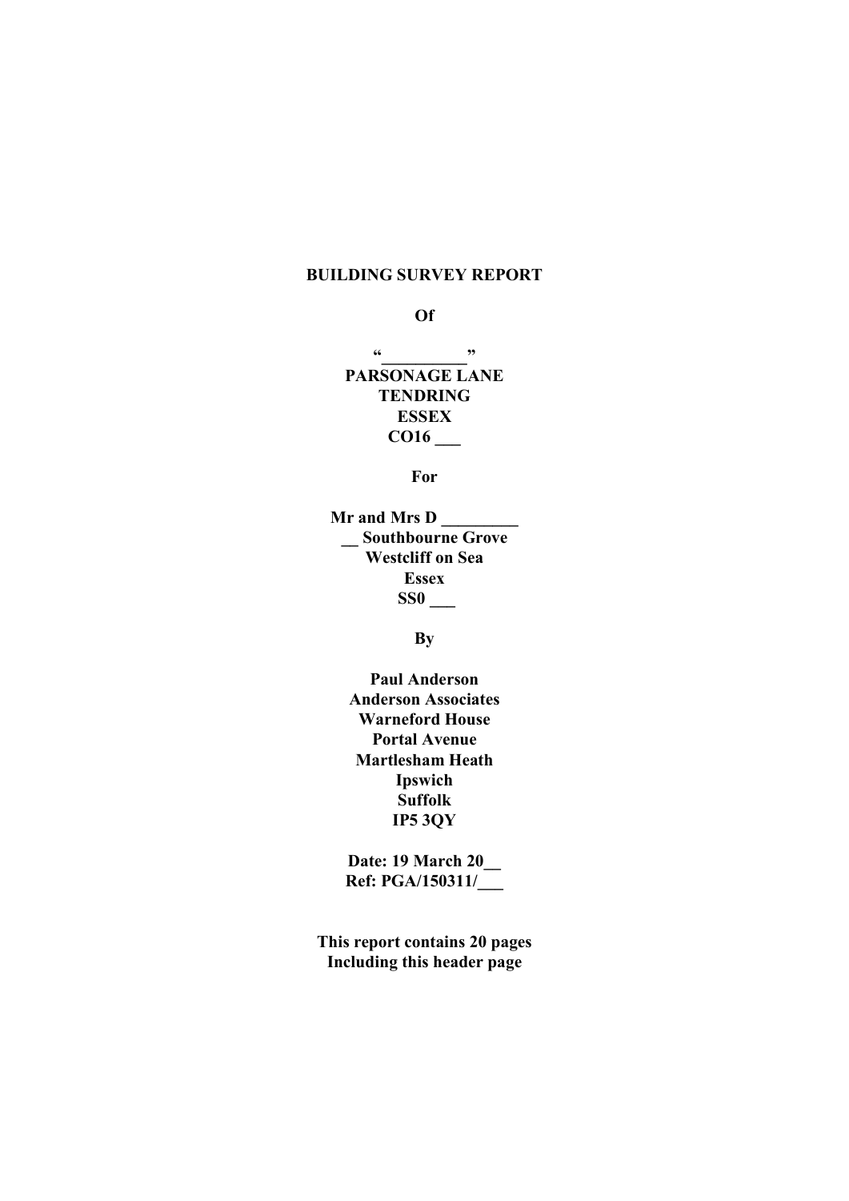**BUILDING SURVEY REPORT**

**Of**

**“_________”**
**PARSONAGE LANE**
**TENDRING**
**ESSEX**
**CO16 ___**

**For**

**Mr and Mrs D _________**
**__ Southbourne Grove**
**Westcliff on Sea**
**Essex**
**SS0 ___**

**By**

**Paul Anderson**
**Anderson Associates**
**Warneford House**
**Portal Avenue**
**Martlesham Heath**
**Ipswich**
**Suffolk**
**IP5 3QY**

**Date: 19 March 20__**
**Ref: PGA/150311/___**

**This report contains 20 pages**
**Including this header page**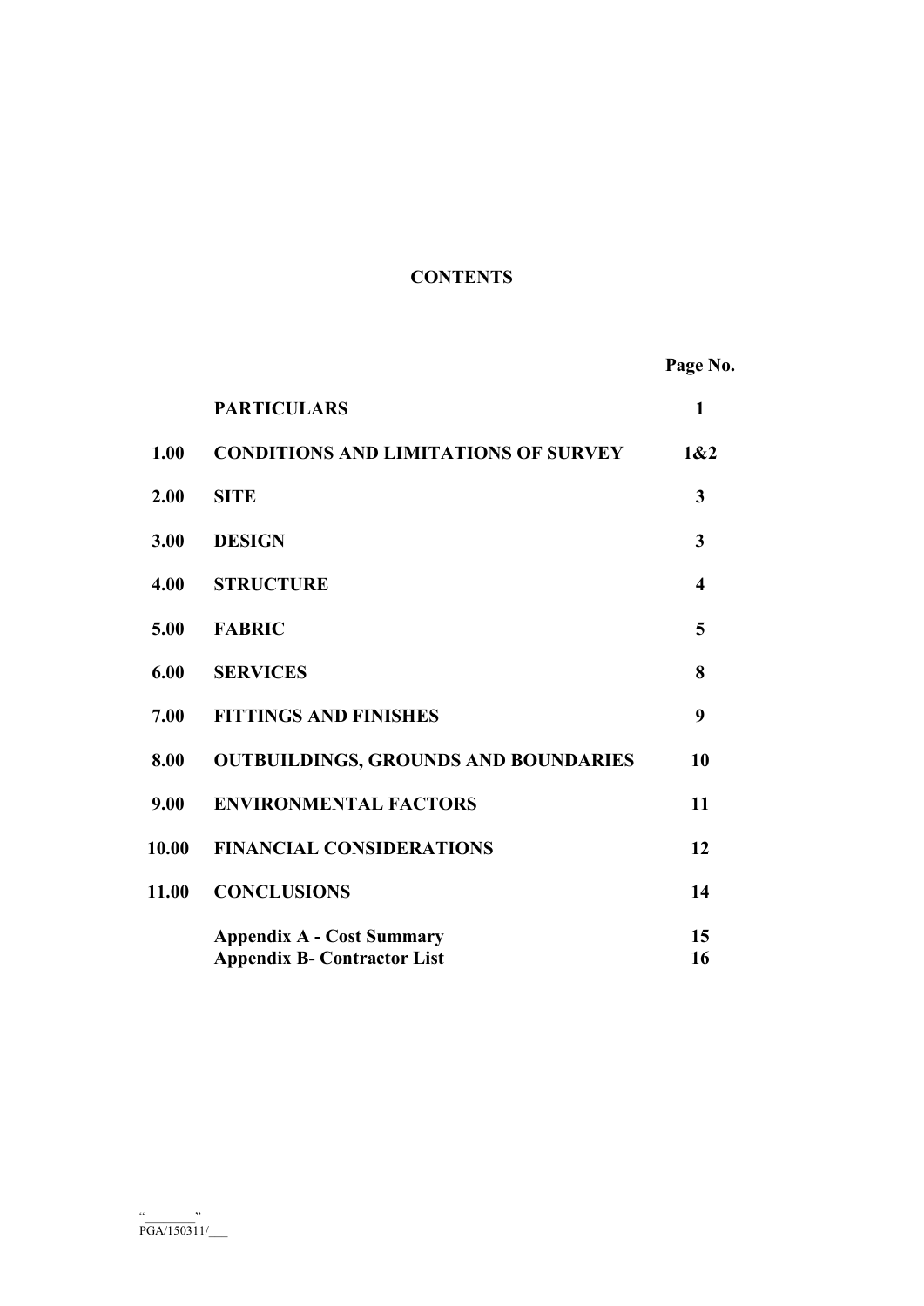# CONTENTS

| | | Page No. |
|---|---|---|
| | **PARTICULARS** | **1** |
| **1.00** | **CONDITIONS AND LIMITATIONS OF SURVEY** | **1&2** |
| **2.00** | **SITE** | **3** |
| **3.00** | **DESIGN** | **3** |
| **4.00** | **STRUCTURE** | **4** |
| **5.00** | **FABRIC** | **5** |
| **6.00** | **SERVICES** | **8** |
| **7.00** | **FITTINGS AND FINISHES** | **9** |
| **8.00** | **OUTBUILDINGS, GROUNDS AND BOUNDARIES** | **10** |
| **9.00** | **ENVIRONMENTAL FACTORS** | **11** |
| **10.00** | **FINANCIAL CONSIDERATIONS** | **12** |
| **11.00** | **CONCLUSIONS** | **14** |
| | **Appendix A - Cost Summary** | **15** |
| | **Appendix B- Contractor List** | **16** |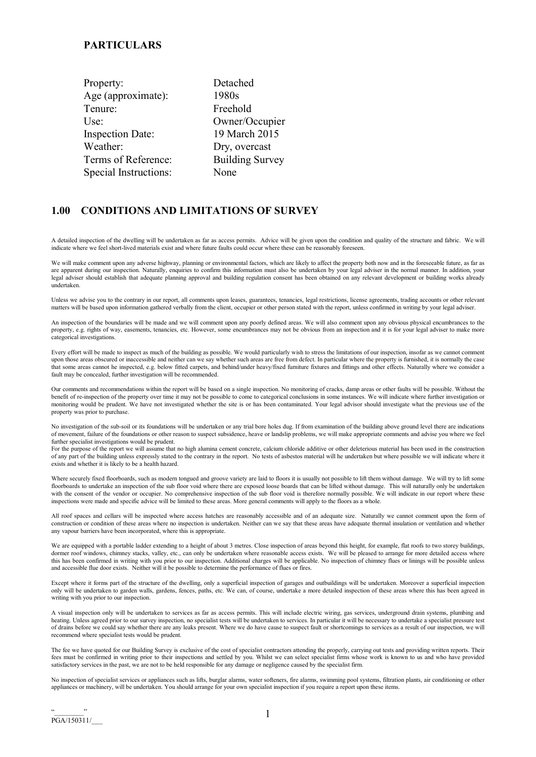## PARTICULARS

| | |
|---|---|
| Property: | Detached |
| Age (approximate): | 1980s |
| Tenure: | Freehold |
| Use: | Owner/Occupier |
| Inspection Date: | 19 March 2015 |
| Weather: | Dry, overcast |
| Terms of Reference: | Building Survey |
| Special Instructions: | None |

## 1.00 CONDITIONS AND LIMITATIONS OF SURVEY

A detailed inspection of the dwelling will be undertaken as far as access permits. Advice will be given upon the condition and quality of the structure and fabric. We will indicate where we feel short-lived materials exist and where future faults could occur where these can be reasonably foreseen.

We will make comment upon any adverse highway, planning or environmental factors, which are likely to affect the property both now and in the foreseeable future, as far as are apparent during our inspection. Naturally, enquiries to confirm this information must also be undertaken by your legal adviser in the normal manner. In addition, your legal adviser should establish that adequate planning approval and building regulation consent has been obtained on any relevant development or building works already undertaken.

Unless we advise you to the contrary in our report, all comments upon leases, guarantees, tenancies, legal restrictions, license agreements, trading accounts or other relevant matters will be based upon information gathered verbally from the client, occupier or other person stated with the report, unless confirmed in writing by your legal adviser.

An inspection of the boundaries will be made and we will comment upon any poorly defined areas. We will also comment upon any obvious physical encumbrances to the property, e.g. rights of way, easements, tenancies, etc. However, some encumbrances may not be obvious from an inspection and it is for your legal adviser to make more categorical investigations.

Every effort will be made to inspect as much of the building as possible. We would particularly wish to stress the limitations of our inspection, insofar as we cannot comment upon those areas obscured or inaccessible and neither can we say whether such areas are free from defect. In particular where the property is furnished, it is normally the case that some areas cannot he inspected, e.g. below fitted carpets, and behind/under heavy/fixed furniture fixtures and fittings and other effects. Naturally where we consider a fault may be concealed, further investigation will be recommended.

Our comments and recommendations within the report will be based on a single inspection. No monitoring of cracks, damp areas or other faults will be possible. Without the benefit of re-inspection of the property over time it may not be possible to come to categorical conclusions in some instances. We will indicate where further investigation or monitoring would be prudent. We have not investigated whether the site is or has been contaminated. Your legal advisor should investigate what the previous use of the property was prior to purchase.

No investigation of the sub-soil or its foundations will be undertaken or any trial bore holes dug. If from examination of the building above ground level there are indications of movement, failure of the foundations or other reason to suspect subsidence, heave or landslip problems, we will make appropriate comments and advise you where we feel further specialist investigations would be prudent.
For the purpose of the report we will assume that no high alumina cement concrete, calcium chloride additive or other deleterious material has been used in the construction of any part of the building unless expressly stated to the contrary in the report. No tests of asbestos material will he undertaken but where possible we will indicate where it exists and whether it is likely to be a health hazard.

Where securely fixed floorboards, such as modern tongued and groove variety are laid to floors it is usually not possible to lift them without damage. We will try to lift some floorboards to undertake an inspection of the sub floor void where there are exposed loose boards that can be lifted without damage. This will naturally only be undertaken with the consent of the vendor or occupier. No comprehensive inspection of the sub floor void is therefore normally possible. We will indicate in our report where these inspections were made and specific advice will be limited to these areas. More general comments will apply to the floors as a whole.

All roof spaces and cellars will be inspected where access hatches are reasonably accessible and of an adequate size. Naturally we cannot comment upon the form of construction or condition of these areas where no inspection is undertaken. Neither can we say that these areas have adequate thermal insulation or ventilation and whether any vapour barriers have been incorporated, where this is appropriate.

We are equipped with a portable ladder extending to a height of about 3 metres. Close inspection of areas beyond this height, for example, flat roofs to two storey buildings, dormer roof windows, chimney stacks, valley, etc., can only be undertaken where reasonable access exists. We will be pleased to arrange for more detailed access where this has been confirmed in writing with you prior to our inspection. Additional charges will be applicable. No inspection of chimney flues or linings will be possible unless and accessible flue door exists. Neither will it be possible to determine the performance of flues or fires.

Except where it forms part of the structure of the dwelling, only a superficial inspection of garages and outbuildings will be undertaken. Moreover a superficial inspection only will be undertaken to garden walls, gardens, fences, paths, etc. We can, of course, undertake a more detailed inspection of these areas where this has been agreed in writing with you prior to our inspection.

A visual inspection only will be undertaken to services as far as access permits. This will include electric wiring, gas services, underground drain systems, plumbing and heating. Unless agreed prior to our survey inspection, no specialist tests will be undertaken to services. In particular it will be necessary to undertake a specialist pressure test of drains before we could say whether there are any leaks present. Where we do have cause to suspect fault or shortcomings to services as a result of our inspection, we will recommend where specialist tests would be prudent.

The fee we have quoted for our Building Survey is exclusive of the cost of specialist contractors attending the properly, carrying out tests and providing written reports. Their fees must be confirmed in writing prior to their inspections and settled by you. Whilst we can select specialist firms whose work is known to us and who have provided satisfactory services in the past, we are not to be held responsible for any damage or negligence caused by the specialist firm.

No inspection of specialist services or appliances such as lifts, burglar alarms, water softeners, fire alarms, swimming pool systems, filtration plants, air conditioning or other appliances or machinery, will be undertaken. You should arrange for your own specialist inspection if you require a report upon these items.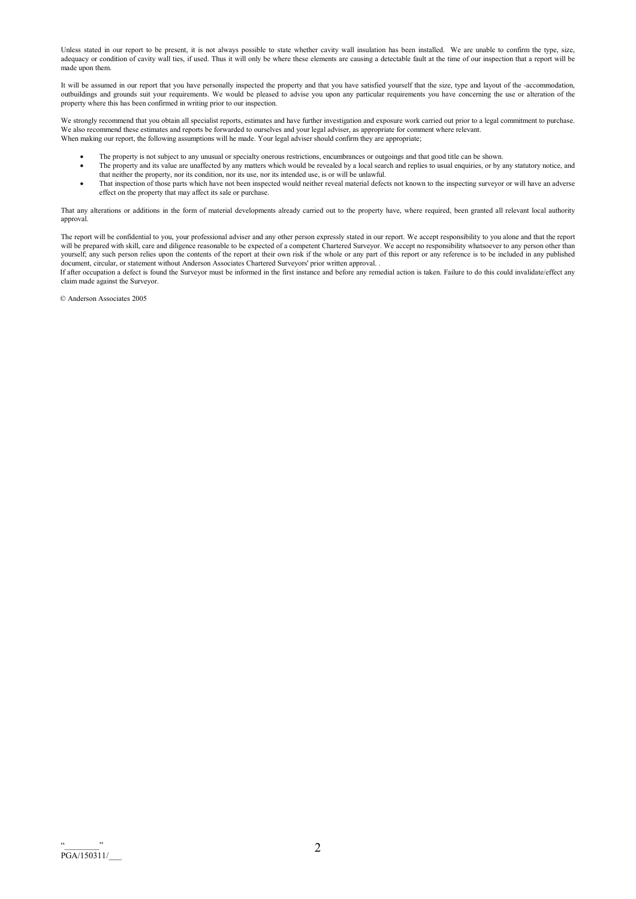Unless stated in our report to be present, it is not always possible to state whether cavity wall insulation has been installed. We are unable to confirm the type, size, adequacy or condition of cavity wall ties, if used. Thus it will only be where these elements are causing a detectable fault at the time of our inspection that a report will be made upon them.

It will be assumed in our report that you have personally inspected the property and that you have satisfied yourself that the size, type and layout of the -accommodation, outbuildings and grounds suit your requirements. We would be pleased to advise you upon any particular requirements you have concerning the use or alteration of the property where this has been confirmed in writing prior to our inspection.

We strongly recommend that you obtain all specialist reports, estimates and have further investigation and exposure work carried out prior to a legal commitment to purchase. We also recommend these estimates and reports be forwarded to ourselves and your legal adviser, as appropriate for comment where relevant.
When making our report, the following assumptions will he made. Your legal adviser should confirm they are appropriate;

- The property is not subject to any unusual or specialty onerous restrictions, encumbrances or outgoings and that good title can be shown.
- The property and its value are unaffected by any matters which would be revealed by a local search and replies to usual enquiries, or by any statutory notice, and that neither the property, nor its condition, nor its use, nor its intended use, is or will be unlawful.
- That inspection of those parts which have not been inspected would neither reveal material defects not known to the inspecting surveyor or will have an adverse effect on the property that may affect its sale or purchase.

That any alterations or additions in the form of material developments already carried out to the property have, where required, been granted all relevant local authority approval.

The report will be confidential to you, your professional adviser and any other person expressly stated in our report. We accept responsibility to you alone and that the report will be prepared with skill, care and diligence reasonable to be expected of a competent Chartered Surveyor. We accept no responsibility whatsoever to any person other than yourself; any such person relies upon the contents of the report at their own risk if the whole or any part of this report or any reference is to be included in any published document, circular, or statement without Anderson Associates Chartered Surveyors' prior written approval. .
If after occupation a defect is found the Surveyor must be informed in the first instance and before any remedial action is taken. Failure to do this could invalidate/effect any claim made against the Surveyor.

© Anderson Associates 2005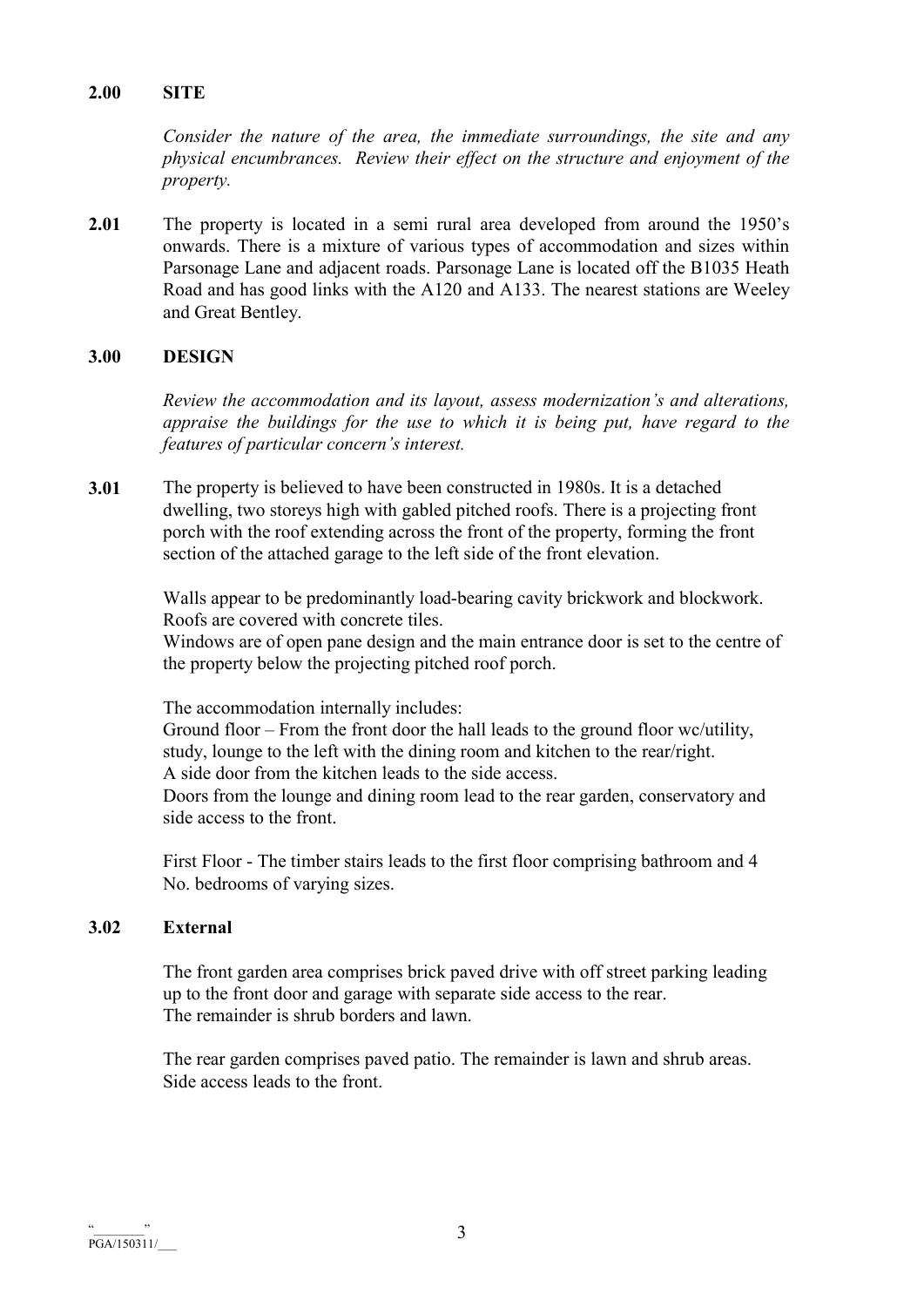## 2.00 SITE

*Consider the nature of the area, the immediate surroundings, the site and any physical encumbrances. Review their effect on the structure and enjoyment of the property.*

**2.01** The property is located in a semi rural area developed from around the 1950's onwards. There is a mixture of various types of accommodation and sizes within Parsonage Lane and adjacent roads. Parsonage Lane is located off the B1035 Heath Road and has good links with the A120 and A133. The nearest stations are Weeley and Great Bentley.

## 3.00 DESIGN

*Review the accommodation and its layout, assess modernization's and alterations, appraise the buildings for the use to which it is being put, have regard to the features of particular concern's interest.*

**3.01** The property is believed to have been constructed in 1980s. It is a detached dwelling, two storeys high with gabled pitched roofs. There is a projecting front porch with the roof extending across the front of the property, forming the front section of the attached garage to the left side of the front elevation.

Walls appear to be predominantly load-bearing cavity brickwork and blockwork. Roofs are covered with concrete tiles.
Windows are of open pane design and the main entrance door is set to the centre of the property below the projecting pitched roof porch.

The accommodation internally includes:
Ground floor – From the front door the hall leads to the ground floor wc/utility, study, lounge to the left with the dining room and kitchen to the rear/right.
A side door from the kitchen leads to the side access.
Doors from the lounge and dining room lead to the rear garden, conservatory and side access to the front.

First Floor - The timber stairs leads to the first floor comprising bathroom and 4 No. bedrooms of varying sizes.

### 3.02 External

The front garden area comprises brick paved drive with off street parking leading up to the front door and garage with separate side access to the rear.
The remainder is shrub borders and lawn.

The rear garden comprises paved patio. The remainder is lawn and shrub areas.
Side access leads to the front.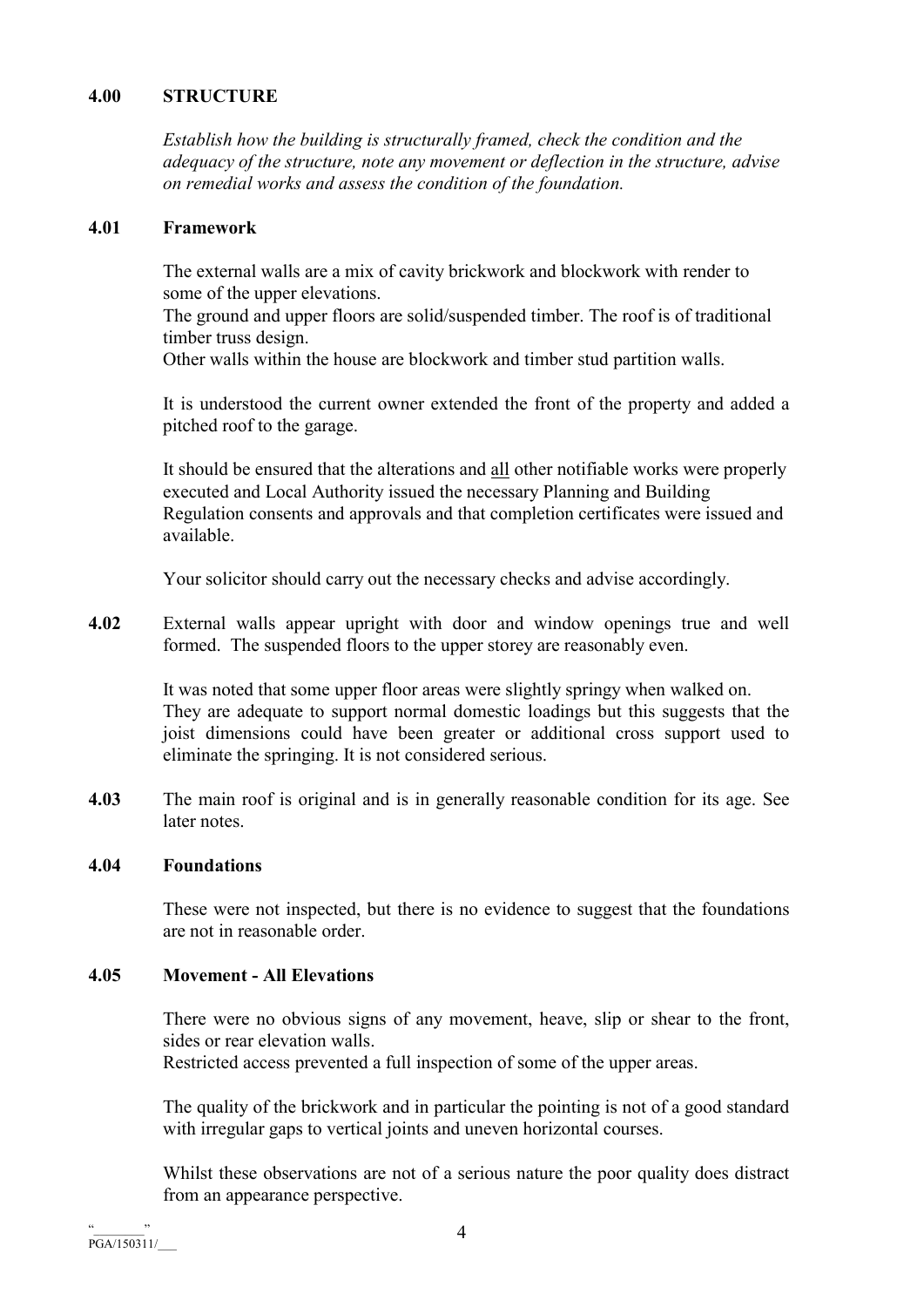## 4.00 STRUCTURE

*Establish how the building is structurally framed, check the condition and the adequacy of the structure, note any movement or deflection in the structure, advise on remedial works and assess the condition of the foundation.*

### 4.01 Framework

The external walls are a mix of cavity brickwork and blockwork with render to some of the upper elevations.
The ground and upper floors are solid/suspended timber. The roof is of traditional timber truss design.
Other walls within the house are blockwork and timber stud partition walls.

It is understood the current owner extended the front of the property and added a pitched roof to the garage.

It should be ensured that the alterations and all other notifiable works were properly executed and Local Authority issued the necessary Planning and Building Regulation consents and approvals and that completion certificates were issued and available.

Your solicitor should carry out the necessary checks and advise accordingly.

**4.02** External walls appear upright with door and window openings true and well formed. The suspended floors to the upper storey are reasonably even.

It was noted that some upper floor areas were slightly springy when walked on. They are adequate to support normal domestic loadings but this suggests that the joist dimensions could have been greater or additional cross support used to eliminate the springing. It is not considered serious.

**4.03** The main roof is original and is in generally reasonable condition for its age. See later notes.

### 4.04 Foundations

These were not inspected, but there is no evidence to suggest that the foundations are not in reasonable order.

### 4.05 Movement - All Elevations

There were no obvious signs of any movement, heave, slip or shear to the front, sides or rear elevation walls.
Restricted access prevented a full inspection of some of the upper areas.

The quality of the brickwork and in particular the pointing is not of a good standard with irregular gaps to vertical joints and uneven horizontal courses.

Whilst these observations are not of a serious nature the poor quality does distract from an appearance perspective.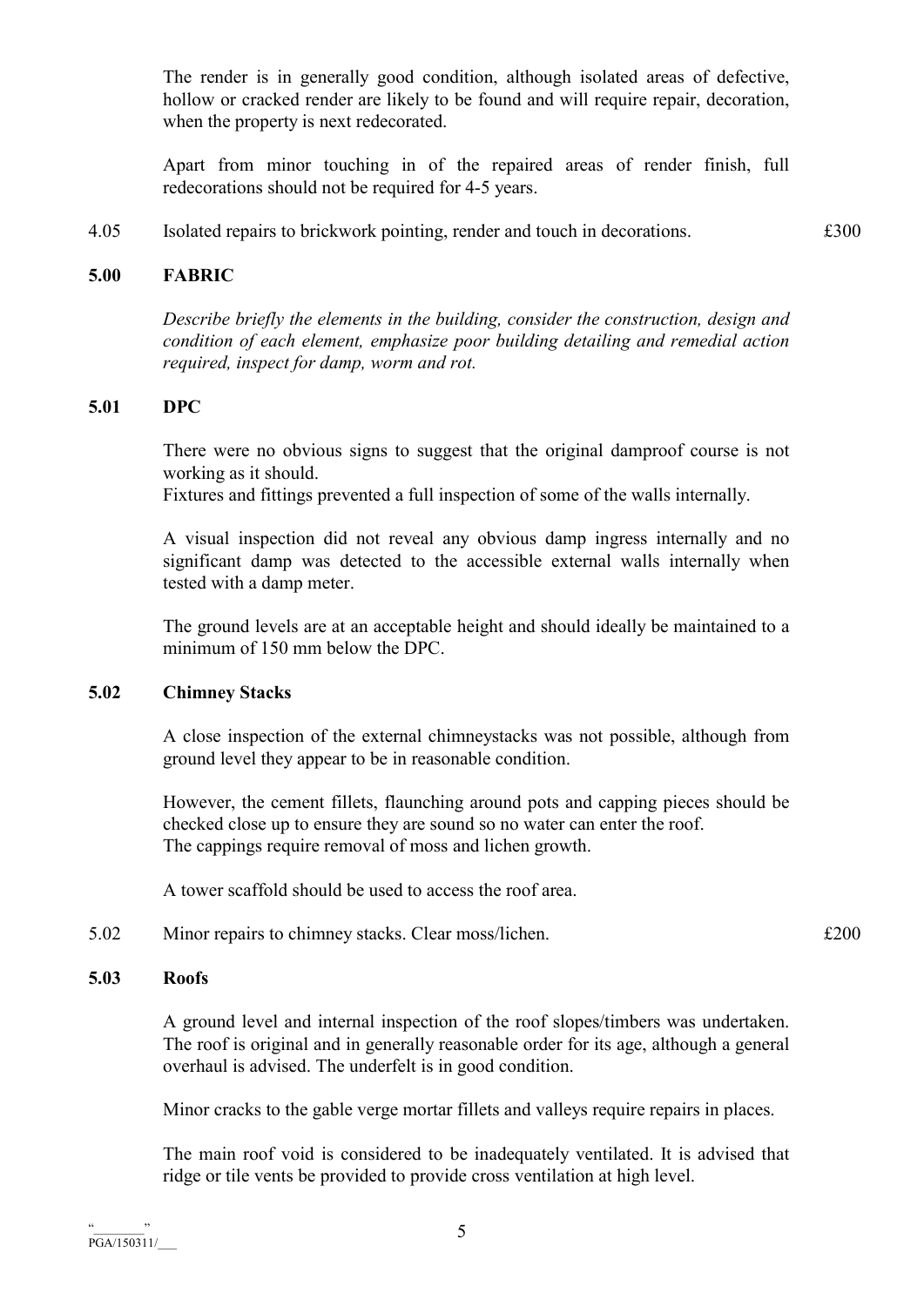The render is in generally good condition, although isolated areas of defective, hollow or cracked render are likely to be found and will require repair, decoration, when the property is next redecorated.

Apart from minor touching in of the repaired areas of render finish, full redecorations should not be required for 4-5 years.

4.05 Isolated repairs to brickwork pointing, render and touch in decorations. £300

## 5.00 FABRIC

*Describe briefly the elements in the building, consider the construction, design and condition of each element, emphasize poor building detailing and remedial action required, inspect for damp, worm and rot.*

### 5.01 DPC

There were no obvious signs to suggest that the original damproof course is not working as it should.
Fixtures and fittings prevented a full inspection of some of the walls internally.

A visual inspection did not reveal any obvious damp ingress internally and no significant damp was detected to the accessible external walls internally when tested with a damp meter.

The ground levels are at an acceptable height and should ideally be maintained to a minimum of 150 mm below the DPC.

### 5.02 Chimney Stacks

A close inspection of the external chimneystacks was not possible, although from ground level they appear to be in reasonable condition.

However, the cement fillets, flaunching around pots and capping pieces should be checked close up to ensure they are sound so no water can enter the roof.
The cappings require removal of moss and lichen growth.

A tower scaffold should be used to access the roof area.

5.02 Minor repairs to chimney stacks. Clear moss/lichen. £200

### 5.03 Roofs

A ground level and internal inspection of the roof slopes/timbers was undertaken. The roof is original and in generally reasonable order for its age, although a general overhaul is advised. The underfelt is in good condition.

Minor cracks to the gable verge mortar fillets and valleys require repairs in places.

The main roof void is considered to be inadequately ventilated. It is advised that ridge or tile vents be provided to provide cross ventilation at high level.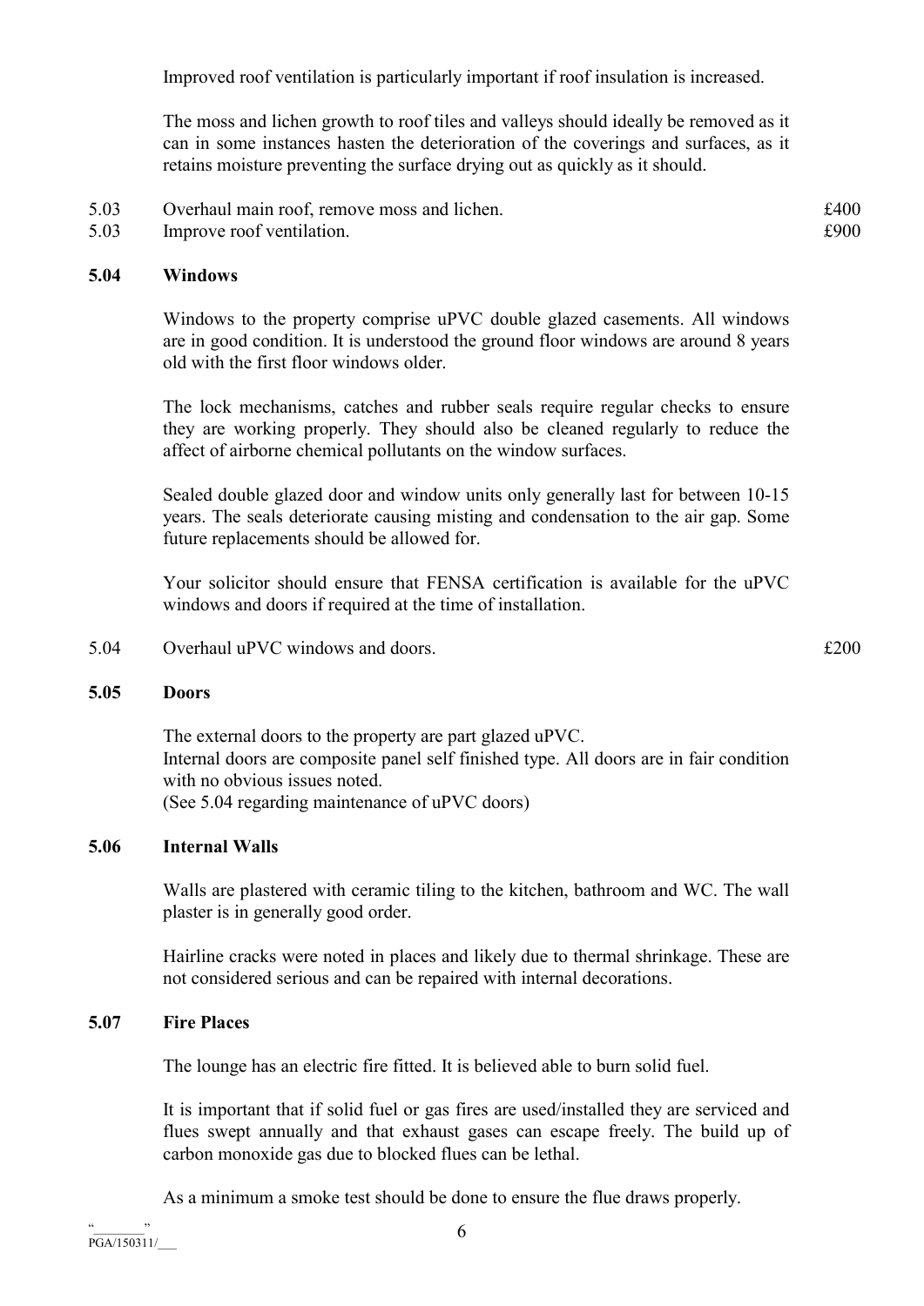Improved roof ventilation is particularly important if roof insulation is increased.

The moss and lichen growth to roof tiles and valleys should ideally be removed as it can in some instances hasten the deterioration of the coverings and surfaces, as it retains moisture preventing the surface drying out as quickly as it should.

| | | |
|---|---|---|
| 5.03 | Overhaul main roof, remove moss and lichen. | £400 |
| 5.03 | Improve roof ventilation. | £900 |

## 5.04 Windows

Windows to the property comprise uPVC double glazed casements. All windows are in good condition. It is understood the ground floor windows are around 8 years old with the first floor windows older.

The lock mechanisms, catches and rubber seals require regular checks to ensure they are working properly. They should also be cleaned regularly to reduce the affect of airborne chemical pollutants on the window surfaces.

Sealed double glazed door and window units only generally last for between 10-15 years. The seals deteriorate causing misting and condensation to the air gap. Some future replacements should be allowed for.

Your solicitor should ensure that FENSA certification is available for the uPVC windows and doors if required at the time of installation.

| | | |
|---|---|---|
| 5.04 | Overhaul uPVC windows and doors. | £200 |

## 5.05 Doors

The external doors to the property are part glazed uPVC.
Internal doors are composite panel self finished type. All doors are in fair condition with no obvious issues noted.
(See 5.04 regarding maintenance of uPVC doors)

## 5.06 Internal Walls

Walls are plastered with ceramic tiling to the kitchen, bathroom and WC. The wall plaster is in generally good order.

Hairline cracks were noted in places and likely due to thermal shrinkage. These are not considered serious and can be repaired with internal decorations.

## 5.07 Fire Places

The lounge has an electric fire fitted. It is believed able to burn solid fuel.

It is important that if solid fuel or gas fires are used/installed they are serviced and flues swept annually and that exhaust gases can escape freely. The build up of carbon monoxide gas due to blocked flues can be lethal.

As a minimum a smoke test should be done to ensure the flue draws properly.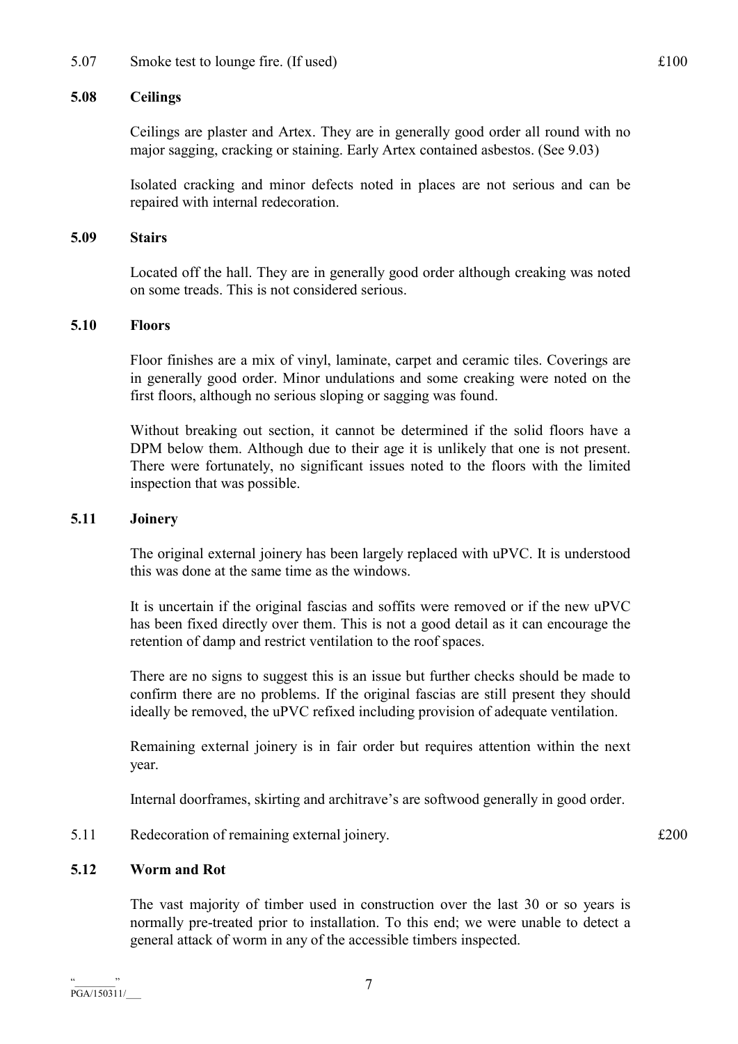5.07 Smoke test to lounge fire. (If used) £100

**5.08 Ceilings**

Ceilings are plaster and Artex. They are in generally good order all round with no major sagging, cracking or staining. Early Artex contained asbestos. (See 9.03)

Isolated cracking and minor defects noted in places are not serious and can be repaired with internal redecoration.

**5.09 Stairs**

Located off the hall. They are in generally good order although creaking was noted on some treads. This is not considered serious.

**5.10 Floors**

Floor finishes are a mix of vinyl, laminate, carpet and ceramic tiles. Coverings are in generally good order. Minor undulations and some creaking were noted on the first floors, although no serious sloping or sagging was found.

Without breaking out section, it cannot be determined if the solid floors have a DPM below them. Although due to their age it is unlikely that one is not present. There were fortunately, no significant issues noted to the floors with the limited inspection that was possible.

**5.11 Joinery**

The original external joinery has been largely replaced with uPVC. It is understood this was done at the same time as the windows.

It is uncertain if the original fascias and soffits were removed or if the new uPVC has been fixed directly over them. This is not a good detail as it can encourage the retention of damp and restrict ventilation to the roof spaces.

There are no signs to suggest this is an issue but further checks should be made to confirm there are no problems. If the original fascias are still present they should ideally be removed, the uPVC refixed including provision of adequate ventilation.

Remaining external joinery is in fair order but requires attention within the next year.

Internal doorframes, skirting and architrave's are softwood generally in good order.

5.11 Redecoration of remaining external joinery. £200

**5.12 Worm and Rot**

The vast majority of timber used in construction over the last 30 or so years is normally pre-treated prior to installation. To this end; we were unable to detect a general attack of worm in any of the accessible timbers inspected.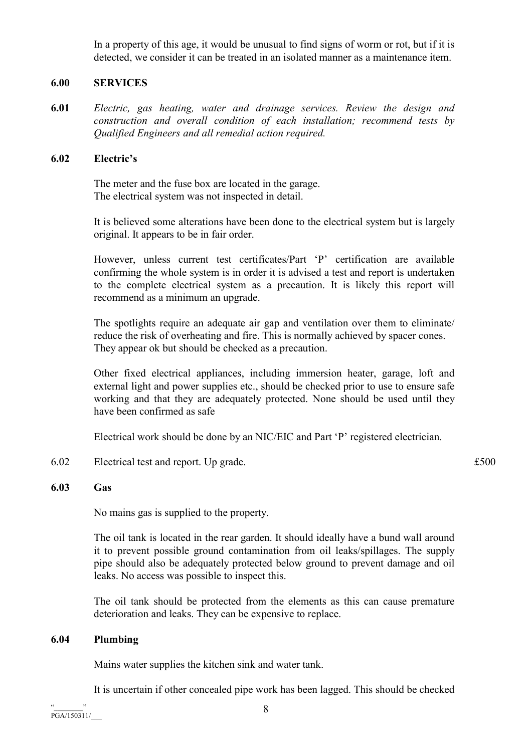In a property of this age, it would be unusual to find signs of worm or rot, but if it is detected, we consider it can be treated in an isolated manner as a maintenance item.

## 6.00 SERVICES

**6.01** *Electric, gas heating, water and drainage services. Review the design and construction and overall condition of each installation; recommend tests by Qualified Engineers and all remedial action required.*

### 6.02 Electric's

The meter and the fuse box are located in the garage.
The electrical system was not inspected in detail.

It is believed some alterations have been done to the electrical system but is largely original. It appears to be in fair order.

However, unless current test certificates/Part 'P' certification are available confirming the whole system is in order it is advised a test and report is undertaken to the complete electrical system as a precaution. It is likely this report will recommend as a minimum an upgrade.

The spotlights require an adequate air gap and ventilation over them to eliminate/ reduce the risk of overheating and fire. This is normally achieved by spacer cones. They appear ok but should be checked as a precaution.

Other fixed electrical appliances, including immersion heater, garage, loft and external light and power supplies etc., should be checked prior to use to ensure safe working and that they are adequately protected. None should be used until they have been confirmed as safe

Electrical work should be done by an NIC/EIC and Part 'P' registered electrician.

6.02 Electrical test and report. Up grade. £500

### 6.03 Gas

No mains gas is supplied to the property.

The oil tank is located in the rear garden. It should ideally have a bund wall around it to prevent possible ground contamination from oil leaks/spillages. The supply pipe should also be adequately protected below ground to prevent damage and oil leaks. No access was possible to inspect this.

The oil tank should be protected from the elements as this can cause premature deterioration and leaks. They can be expensive to replace.

### 6.04 Plumbing

Mains water supplies the kitchen sink and water tank.

It is uncertain if other concealed pipe work has been lagged. This should be checked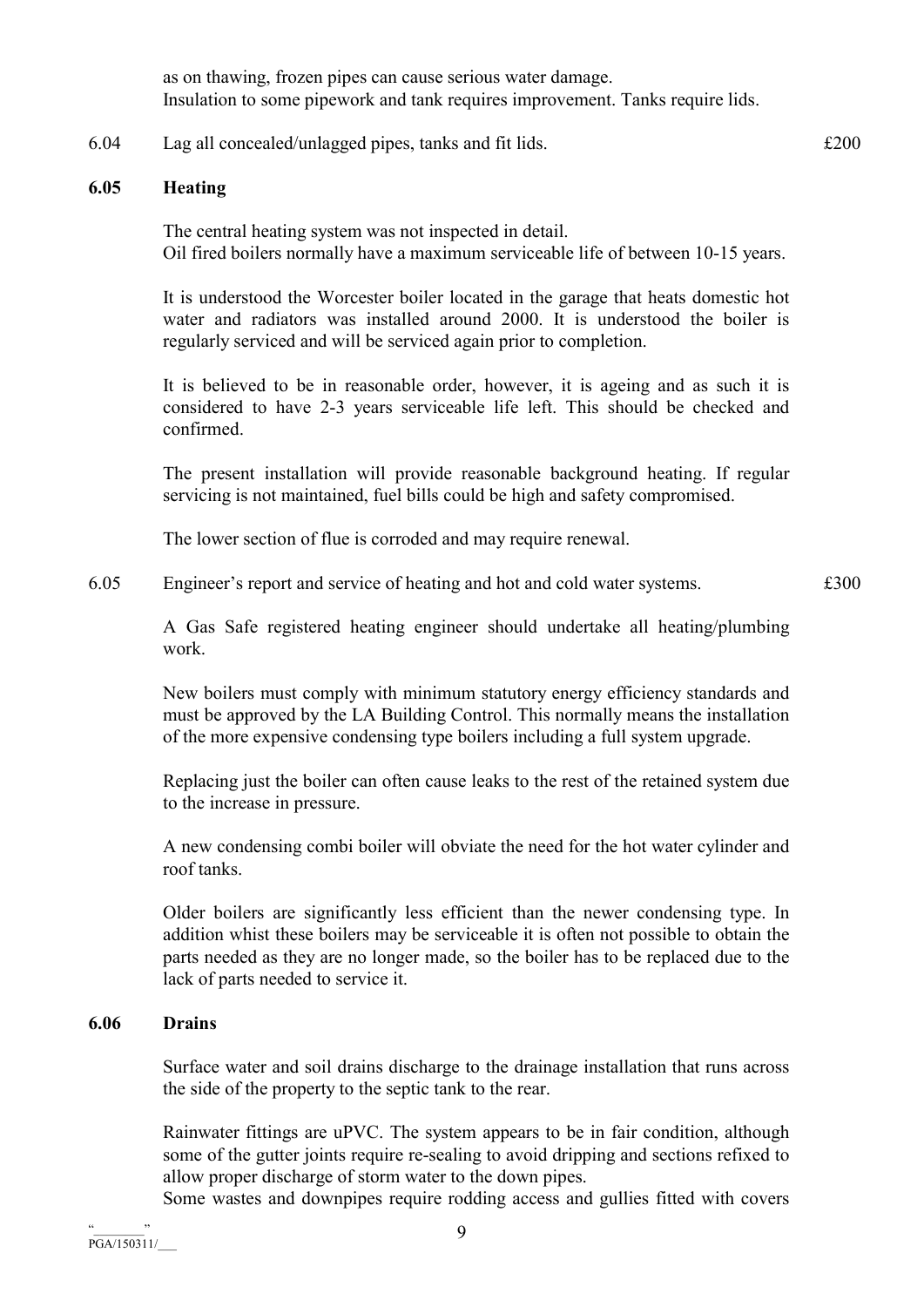as on thawing, frozen pipes can cause serious water damage.
Insulation to some pipework and tank requires improvement. Tanks require lids.

6.04 Lag all concealed/unlagged pipes, tanks and fit lids. £200

**6.05 Heating**

The central heating system was not inspected in detail.
Oil fired boilers normally have a maximum serviceable life of between 10-15 years.

It is understood the Worcester boiler located in the garage that heats domestic hot water and radiators was installed around 2000. It is understood the boiler is regularly serviced and will be serviced again prior to completion.

It is believed to be in reasonable order, however, it is ageing and as such it is considered to have 2-3 years serviceable life left. This should be checked and confirmed.

The present installation will provide reasonable background heating. If regular servicing is not maintained, fuel bills could be high and safety compromised.

The lower section of flue is corroded and may require renewal.

6.05 Engineer's report and service of heating and hot and cold water systems. £300

A Gas Safe registered heating engineer should undertake all heating/plumbing work.

New boilers must comply with minimum statutory energy efficiency standards and must be approved by the LA Building Control. This normally means the installation of the more expensive condensing type boilers including a full system upgrade.

Replacing just the boiler can often cause leaks to the rest of the retained system due to the increase in pressure.

A new condensing combi boiler will obviate the need for the hot water cylinder and roof tanks.

Older boilers are significantly less efficient than the newer condensing type. In addition whist these boilers may be serviceable it is often not possible to obtain the parts needed as they are no longer made, so the boiler has to be replaced due to the lack of parts needed to service it.

**6.06 Drains**

Surface water and soil drains discharge to the drainage installation that runs across the side of the property to the septic tank to the rear.

Rainwater fittings are uPVC. The system appears to be in fair condition, although some of the gutter joints require re-sealing to avoid dripping and sections refixed to allow proper discharge of storm water to the down pipes.
Some wastes and downpipes require rodding access and gullies fitted with covers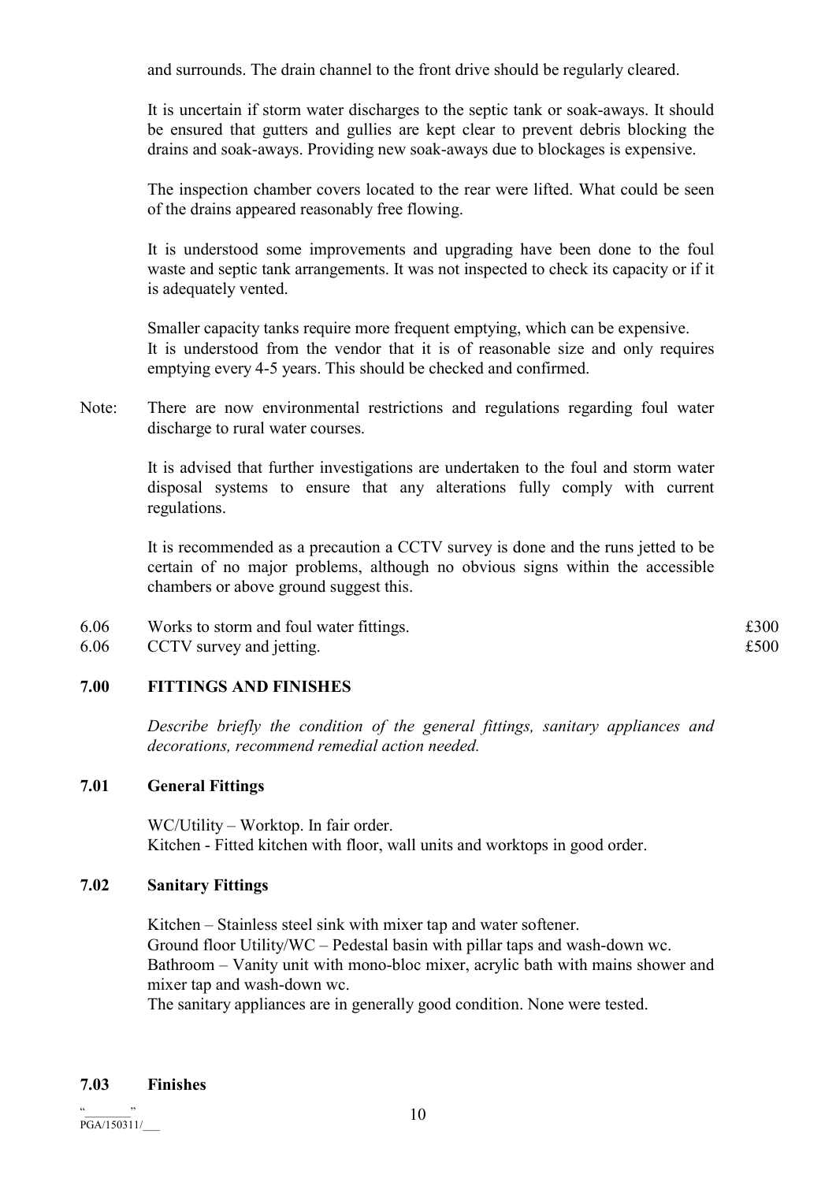and surrounds. The drain channel to the front drive should be regularly cleared.

It is uncertain if storm water discharges to the septic tank or soak-aways. It should be ensured that gutters and gullies are kept clear to prevent debris blocking the drains and soak-aways. Providing new soak-aways due to blockages is expensive.

The inspection chamber covers located to the rear were lifted. What could be seen of the drains appeared reasonably free flowing.

It is understood some improvements and upgrading have been done to the foul waste and septic tank arrangements. It was not inspected to check its capacity or if it is adequately vented.

Smaller capacity tanks require more frequent emptying, which can be expensive. It is understood from the vendor that it is of reasonable size and only requires emptying every 4-5 years. This should be checked and confirmed.

Note: There are now environmental restrictions and regulations regarding foul water discharge to rural water courses.

It is advised that further investigations are undertaken to the foul and storm water disposal systems to ensure that any alterations fully comply with current regulations.

It is recommended as a precaution a CCTV survey is done and the runs jetted to be certain of no major problems, although no obvious signs within the accessible chambers or above ground suggest this.

| | | |
|---|---|---|
| 6.06 | Works to storm and foul water fittings. | £300 |
| 6.06 | CCTV survey and jetting. | £500 |

## 7.00 FITTINGS AND FINISHES

*Describe briefly the condition of the general fittings, sanitary appliances and decorations, recommend remedial action needed.*

### 7.01 General Fittings

WC/Utility – Worktop. In fair order.
Kitchen - Fitted kitchen with floor, wall units and worktops in good order.

### 7.02 Sanitary Fittings

Kitchen – Stainless steel sink with mixer tap and water softener.
Ground floor Utility/WC – Pedestal basin with pillar taps and wash-down wc.
Bathroom – Vanity unit with mono-bloc mixer, acrylic bath with mains shower and mixer tap and wash-down wc.
The sanitary appliances are in generally good condition. None were tested.

### 7.03 Finishes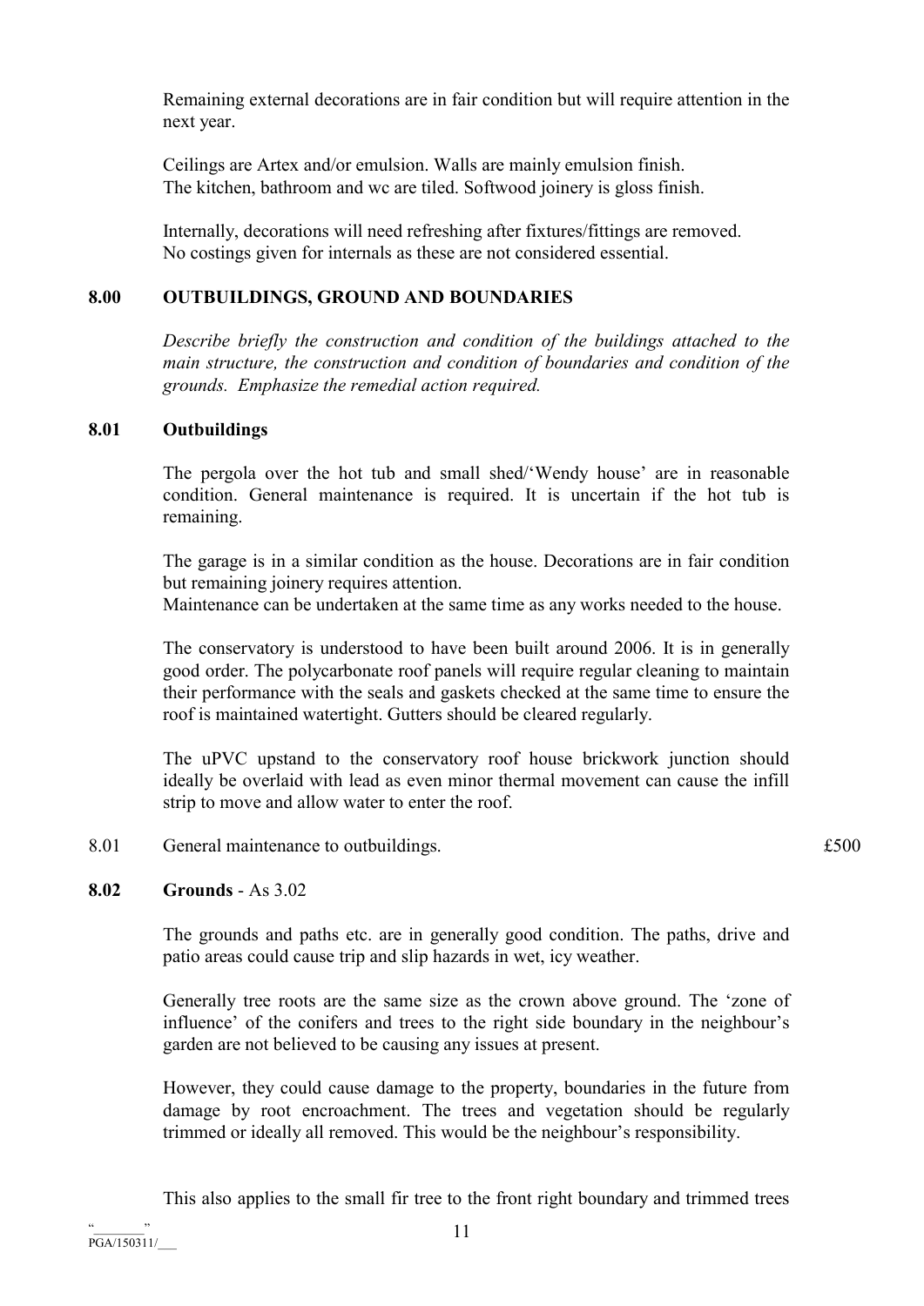Remaining external decorations are in fair condition but will require attention in the next year.

Ceilings are Artex and/or emulsion. Walls are mainly emulsion finish.
The kitchen, bathroom and wc are tiled. Softwood joinery is gloss finish.

Internally, decorations will need refreshing after fixtures/fittings are removed.
No costings given for internals as these are not considered essential.

## 8.00 OUTBUILDINGS, GROUND AND BOUNDARIES

*Describe briefly the construction and condition of the buildings attached to the main structure, the construction and condition of boundaries and condition of the grounds. Emphasize the remedial action required.*

### 8.01 Outbuildings

The pergola over the hot tub and small shed/'Wendy house' are in reasonable condition. General maintenance is required. It is uncertain if the hot tub is remaining.

The garage is in a similar condition as the house. Decorations are in fair condition but remaining joinery requires attention.
Maintenance can be undertaken at the same time as any works needed to the house.

The conservatory is understood to have been built around 2006. It is in generally good order. The polycarbonate roof panels will require regular cleaning to maintain their performance with the seals and gaskets checked at the same time to ensure the roof is maintained watertight. Gutters should be cleared regularly.

The uPVC upstand to the conservatory roof house brickwork junction should ideally be overlaid with lead as even minor thermal movement can cause the infill strip to move and allow water to enter the roof.

| | | |
|---|---|---|
| 8.01 | General maintenance to outbuildings. | £500 |

### 8.02 Grounds - As 3.02

The grounds and paths etc. are in generally good condition. The paths, drive and patio areas could cause trip and slip hazards in wet, icy weather.

Generally tree roots are the same size as the crown above ground. The 'zone of influence' of the conifers and trees to the right side boundary in the neighbour's garden are not believed to be causing any issues at present.

However, they could cause damage to the property, boundaries in the future from damage by root encroachment. The trees and vegetation should be regularly trimmed or ideally all removed. This would be the neighbour's responsibility.

This also applies to the small fir tree to the front right boundary and trimmed trees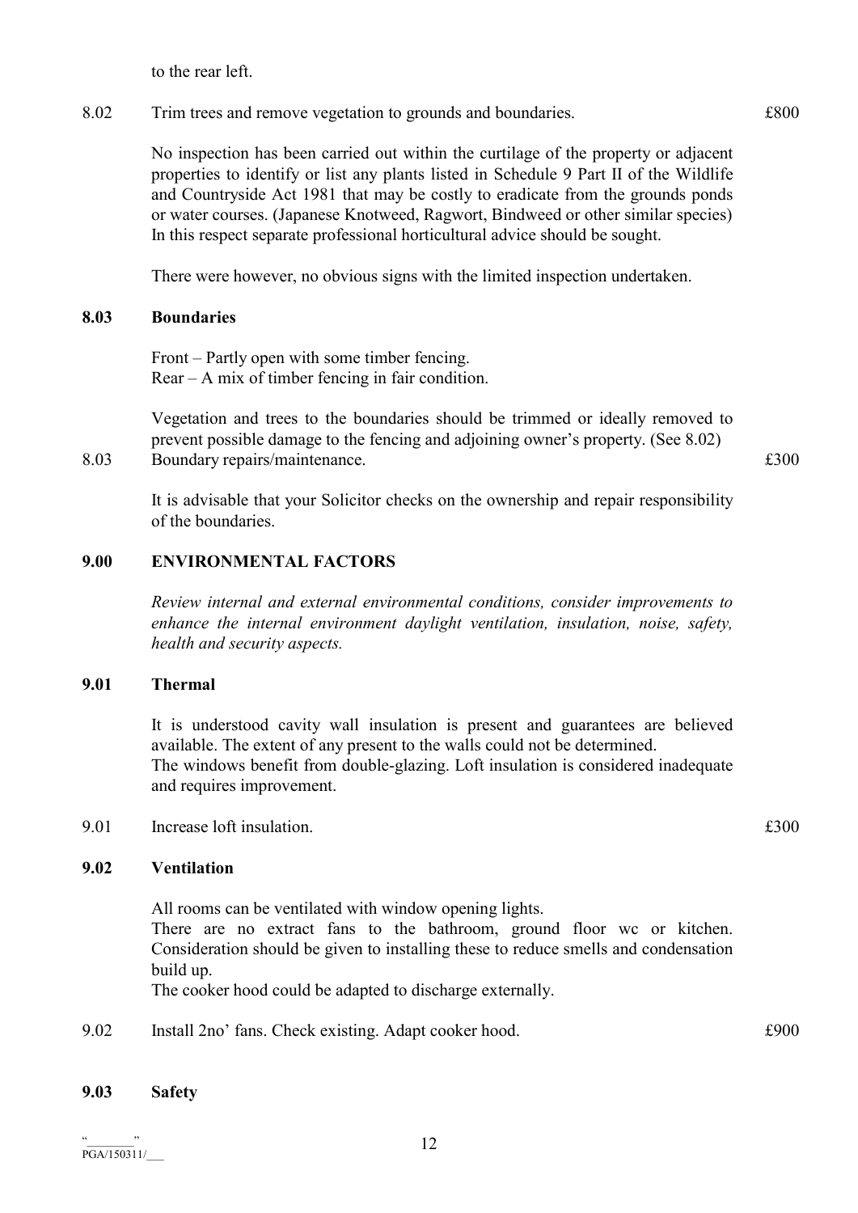to the rear left.

8.02 Trim trees and remove vegetation to grounds and boundaries. £800

No inspection has been carried out within the curtilage of the property or adjacent properties to identify or list any plants listed in Schedule 9 Part II of the Wildlife and Countryside Act 1981 that may be costly to eradicate from the grounds ponds or water courses. (Japanese Knotweed, Ragwort, Bindweed or other similar species) In this respect separate professional horticultural advice should be sought.

There were however, no obvious signs with the limited inspection undertaken.

**8.03 Boundaries**

Front – Partly open with some timber fencing.
Rear – A mix of timber fencing in fair condition.

Vegetation and trees to the boundaries should be trimmed or ideally removed to prevent possible damage to the fencing and adjoining owner's property. (See 8.02)

8.03 Boundary repairs/maintenance. £300

It is advisable that your Solicitor checks on the ownership and repair responsibility of the boundaries.

## 9.00 ENVIRONMENTAL FACTORS

*Review internal and external environmental conditions, consider improvements to enhance the internal environment daylight ventilation, insulation, noise, safety, health and security aspects.*

**9.01 Thermal**

It is understood cavity wall insulation is present and guarantees are believed available. The extent of any present to the walls could not be determined.
The windows benefit from double-glazing. Loft insulation is considered inadequate and requires improvement.

9.01 Increase loft insulation. £300

**9.02 Ventilation**

All rooms can be ventilated with window opening lights.
There are no extract fans to the bathroom, ground floor wc or kitchen. Consideration should be given to installing these to reduce smells and condensation build up.
The cooker hood could be adapted to discharge externally.

9.02 Install 2no' fans. Check existing. Adapt cooker hood. £900

**9.03 Safety**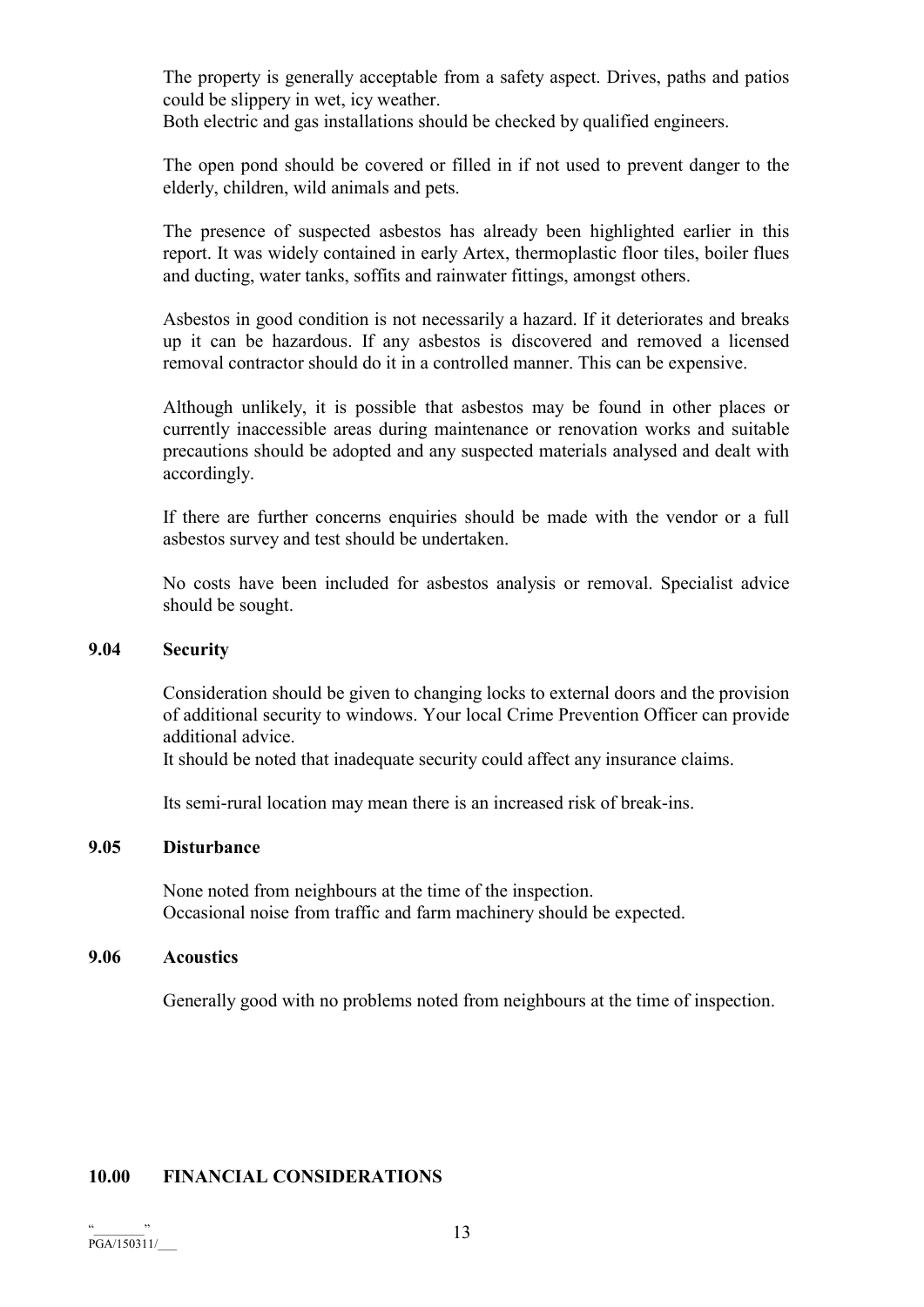The property is generally acceptable from a safety aspect. Drives, paths and patios could be slippery in wet, icy weather.
Both electric and gas installations should be checked by qualified engineers.

The open pond should be covered or filled in if not used to prevent danger to the elderly, children, wild animals and pets.

The presence of suspected asbestos has already been highlighted earlier in this report. It was widely contained in early Artex, thermoplastic floor tiles, boiler flues and ducting, water tanks, soffits and rainwater fittings, amongst others.

Asbestos in good condition is not necessarily a hazard. If it deteriorates and breaks up it can be hazardous. If any asbestos is discovered and removed a licensed removal contractor should do it in a controlled manner. This can be expensive.

Although unlikely, it is possible that asbestos may be found in other places or currently inaccessible areas during maintenance or renovation works and suitable precautions should be adopted and any suspected materials analysed and dealt with accordingly.

If there are further concerns enquiries should be made with the vendor or a full asbestos survey and test should be undertaken.

No costs have been included for asbestos analysis or removal. Specialist advice should be sought.

### 9.04 Security

Consideration should be given to changing locks to external doors and the provision of additional security to windows. Your local Crime Prevention Officer can provide additional advice.
It should be noted that inadequate security could affect any insurance claims.

Its semi-rural location may mean there is an increased risk of break-ins.

### 9.05 Disturbance

None noted from neighbours at the time of the inspection.
Occasional noise from traffic and farm machinery should be expected.

### 9.06 Acoustics

Generally good with no problems noted from neighbours at the time of inspection.

## 10.00 FINANCIAL CONSIDERATIONS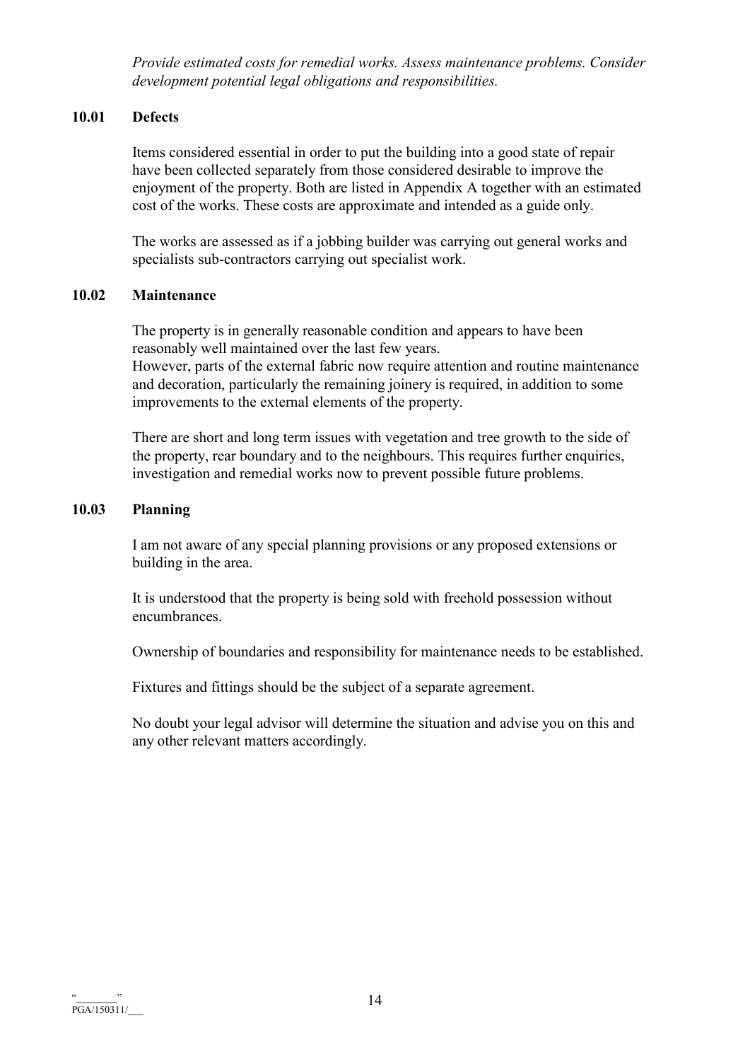*Provide estimated costs for remedial works. Assess maintenance problems. Consider development potential legal obligations and responsibilities.*

### 10.01 Defects

Items considered essential in order to put the building into a good state of repair have been collected separately from those considered desirable to improve the enjoyment of the property. Both are listed in Appendix A together with an estimated cost of the works. These costs are approximate and intended as a guide only.

The works are assessed as if a jobbing builder was carrying out general works and specialists sub-contractors carrying out specialist work.

### 10.02 Maintenance

The property is in generally reasonable condition and appears to have been reasonably well maintained over the last few years.
However, parts of the external fabric now require attention and routine maintenance and decoration, particularly the remaining joinery is required, in addition to some improvements to the external elements of the property.

There are short and long term issues with vegetation and tree growth to the side of the property, rear boundary and to the neighbours. This requires further enquiries, investigation and remedial works now to prevent possible future problems.

### 10.03 Planning

I am not aware of any special planning provisions or any proposed extensions or building in the area.

It is understood that the property is being sold with freehold possession without encumbrances.

Ownership of boundaries and responsibility for maintenance needs to be established.

Fixtures and fittings should be the subject of a separate agreement.

No doubt your legal advisor will determine the situation and advise you on this and any other relevant matters accordingly.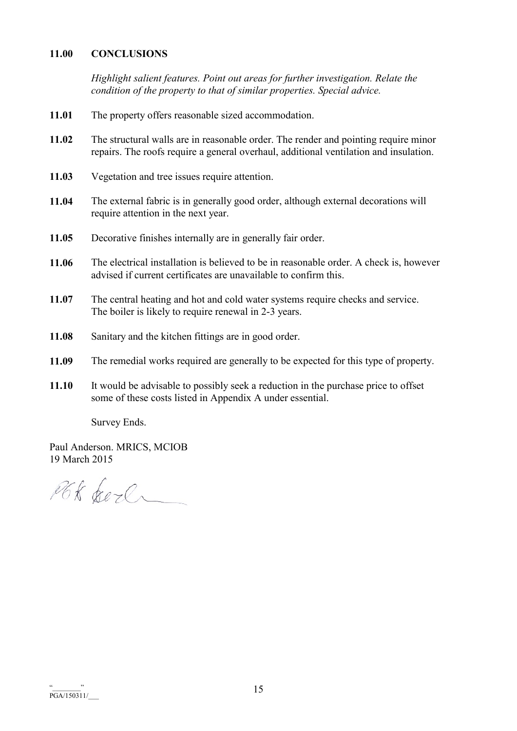## 11.00 CONCLUSIONS

*Highlight salient features. Point out areas for further investigation. Relate the condition of the property to that of similar properties. Special advice.*

**11.01** The property offers reasonable sized accommodation.

**11.02** The structural walls are in reasonable order. The render and pointing require minor repairs. The roofs require a general overhaul, additional ventilation and insulation.

**11.03** Vegetation and tree issues require attention.

**11.04** The external fabric is in generally good order, although external decorations will require attention in the next year.

**11.05** Decorative finishes internally are in generally fair order.

**11.06** The electrical installation is believed to be in reasonable order. A check is, however advised if current certificates are unavailable to confirm this.

**11.07** The central heating and hot and cold water systems require checks and service. The boiler is likely to require renewal in 2-3 years.

**11.08** Sanitary and the kitchen fittings are in good order.

**11.09** The remedial works required are generally to be expected for this type of property.

**11.10** It would be advisable to possibly seek a reduction in the purchase price to offset some of these costs listed in Appendix A under essential.

Survey Ends.

Paul Anderson. MRICS, MCIOB
19 March 2015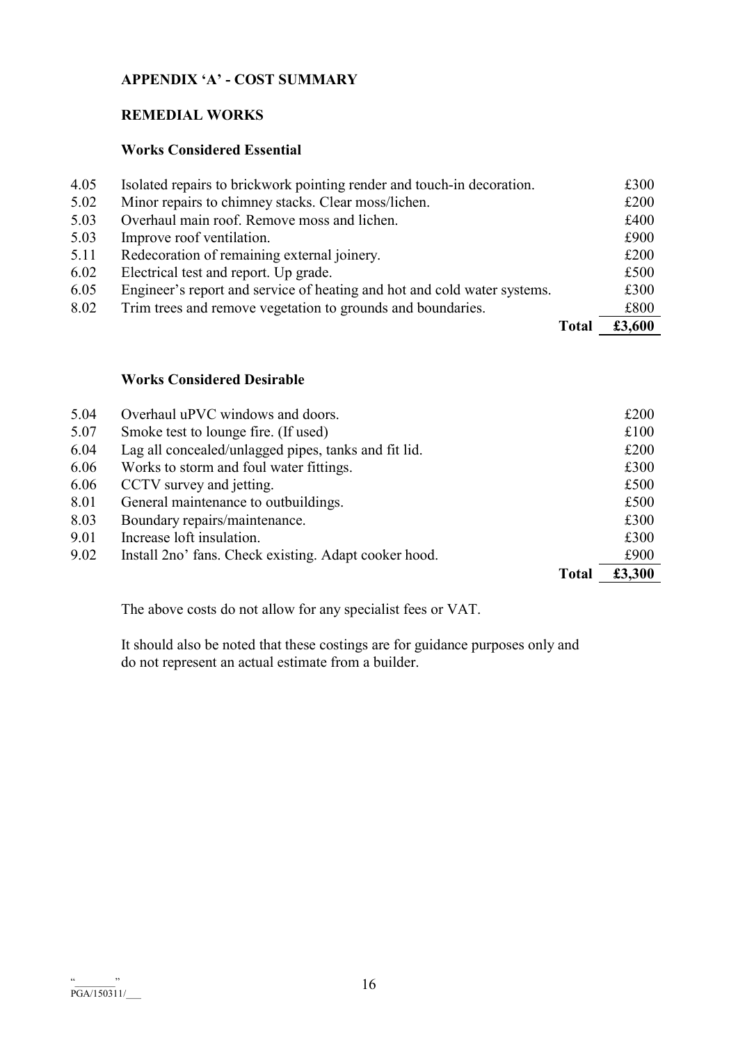## APPENDIX 'A' - COST SUMMARY

### REMEDIAL WORKS

#### Works Considered Essential

| | | |
|---|---|---|
| 4.05 | Isolated repairs to brickwork pointing render and touch-in decoration. | £300 |
| 5.02 | Minor repairs to chimney stacks. Clear moss/lichen. | £200 |
| 5.03 | Overhaul main roof. Remove moss and lichen. | £400 |
| 5.03 | Improve roof ventilation. | £900 |
| 5.11 | Redecoration of remaining external joinery. | £200 |
| 6.02 | Electrical test and report. Up grade. | £500 |
| 6.05 | Engineer's report and service of heating and hot and cold water systems. | £300 |
| 8.02 | Trim trees and remove vegetation to grounds and boundaries. | £800 |
| | **Total** | **£3,600** |

#### Works Considered Desirable

| | | |
|---|---|---|
| 5.04 | Overhaul uPVC windows and doors. | £200 |
| 5.07 | Smoke test to lounge fire. (If used) | £100 |
| 6.04 | Lag all concealed/unlagged pipes, tanks and fit lid. | £200 |
| 6.06 | Works to storm and foul water fittings. | £300 |
| 6.06 | CCTV survey and jetting. | £500 |
| 8.01 | General maintenance to outbuildings. | £500 |
| 8.03 | Boundary repairs/maintenance. | £300 |
| 9.01 | Increase loft insulation. | £300 |
| 9.02 | Install 2no' fans. Check existing. Adapt cooker hood. | £900 |
| | **Total** | **£3,300** |

The above costs do not allow for any specialist fees or VAT.

It should also be noted that these costings are for guidance purposes only and do not represent an actual estimate from a builder.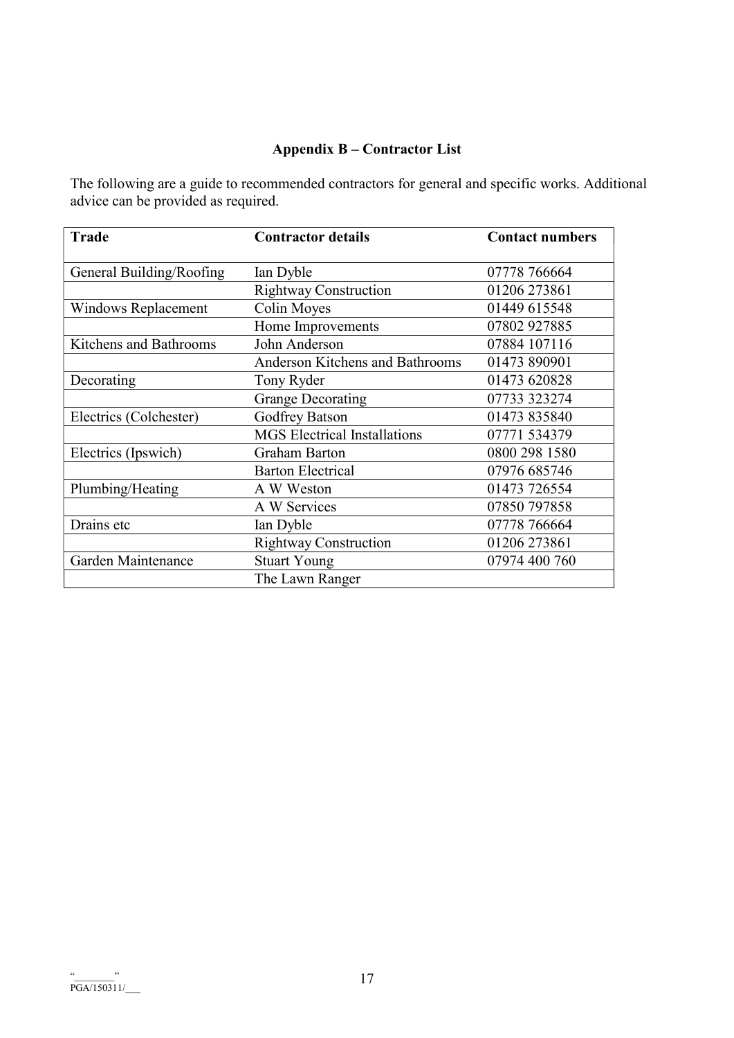## Appendix B – Contractor List

The following are a guide to recommended contractors for general and specific works. Additional advice can be provided as required.

| Trade | Contractor details | Contact numbers |
|---|---|---|
| General Building/Roofing | Ian Dyble | 07778 766664 |
| | Rightway Construction | 01206 273861 |
| Windows Replacement | Colin Moyes | 01449 615548 |
| | Home Improvements | 07802 927885 |
| Kitchens and Bathrooms | John Anderson | 07884 107116 |
| | Anderson Kitchens and Bathrooms | 01473 890901 |
| Decorating | Tony Ryder | 01473 620828 |
| | Grange Decorating | 07733 323274 |
| Electrics (Colchester) | Godfrey Batson | 01473 835840 |
| | MGS Electrical Installations | 07771 534379 |
| Electrics (Ipswich) | Graham Barton | 0800 298 1580 |
| | Barton Electrical | 07976 685746 |
| Plumbing/Heating | A W Weston | 01473 726554 |
| | A W Services | 07850 797858 |
| Drains etc | Ian Dyble | 07778 766664 |
| | Rightway Construction | 01206 273861 |
| Garden Maintenance | Stuart Young | 07974 400 760 |
| | The Lawn Ranger | |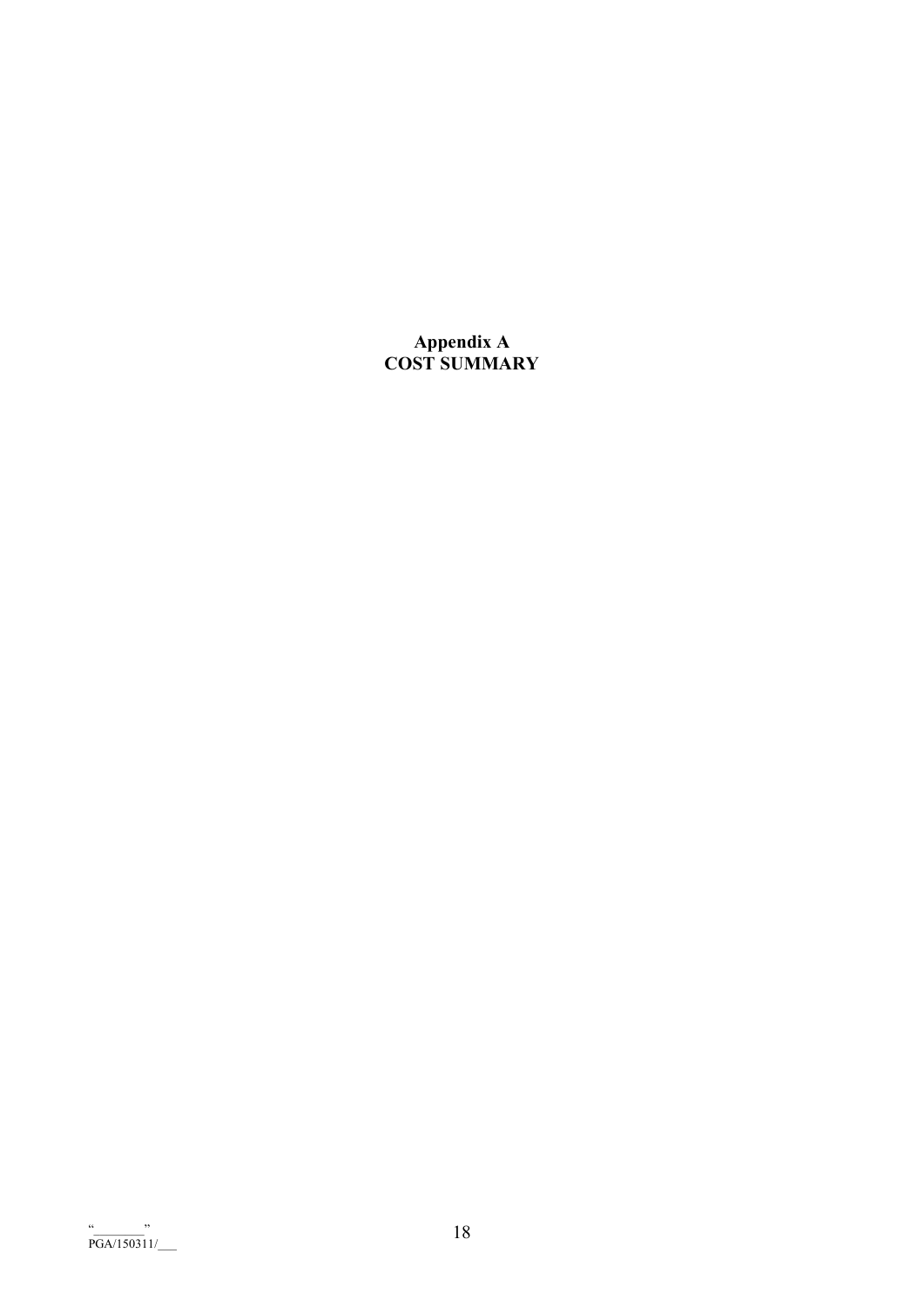# Appendix A
# COST SUMMARY